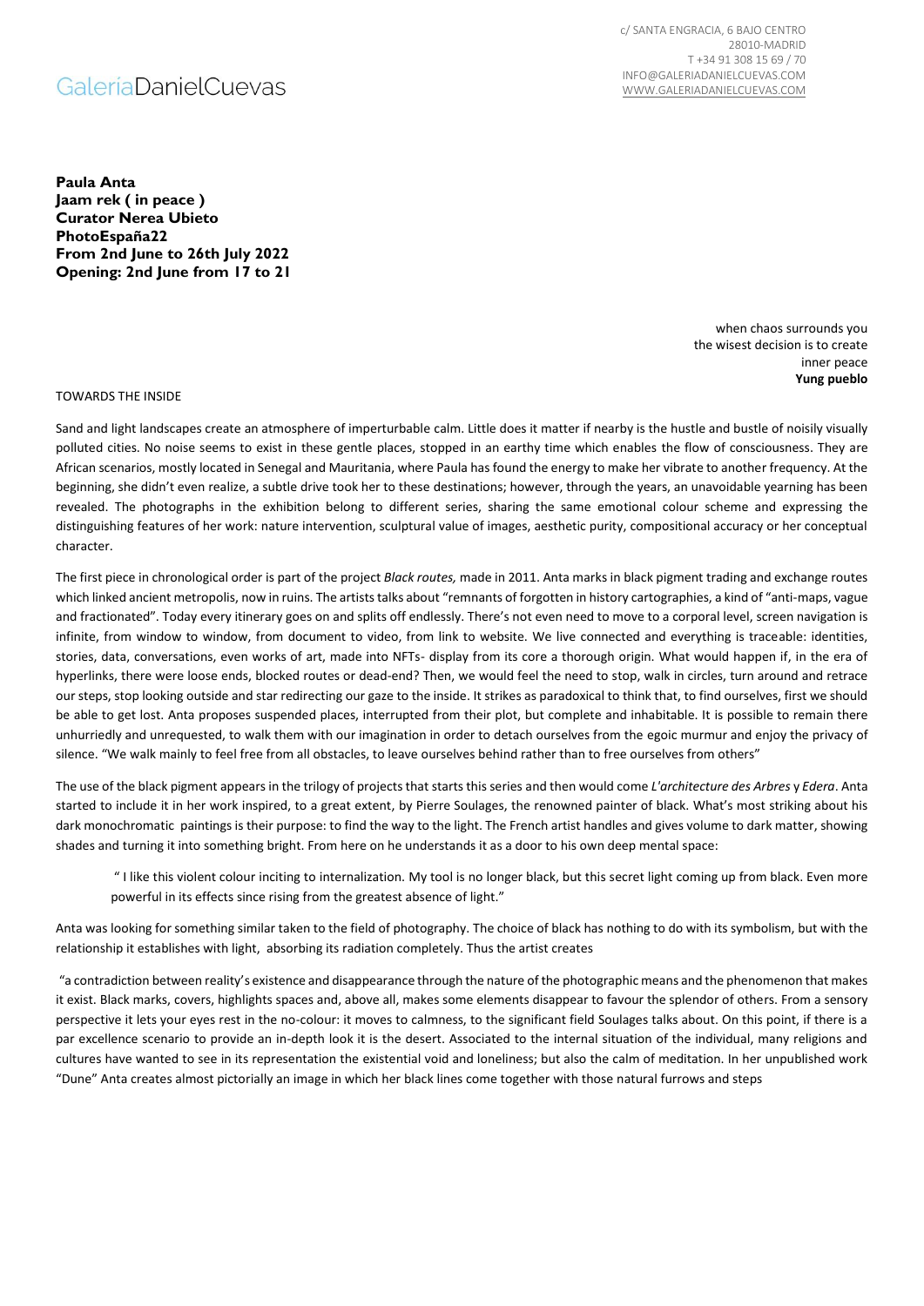GaleriaDanielCuevas

c/ SANTA ENGRACIA, 6 BAJO CENTRO
28010-MADRID
T +34 91 308 15 69 / 70
INFO@GALERIADANIELCUEVAS.COM
WWW.GALERIADANIELCUEVAS.COM

**Paula Anta**
**Jaam rek ( in peace )**
**Curator Nerea Ubieto**
**PhotoEspaña22**
**From 2nd June to 26th July 2022**
**Opening: 2nd June from 17 to 21**

when chaos surrounds you
the wisest decision is to create
inner peace
**Yung pueblo**

TOWARDS THE INSIDE

Sand and light landscapes create an atmosphere of imperturbable calm. Little does it matter if nearby is the hustle and bustle of noisily visually polluted cities. No noise seems to exist in these gentle places, stopped in an earthy time which enables the flow of consciousness. They are African scenarios, mostly located in Senegal and Mauritania, where Paula has found the energy to make her vibrate to another frequency. At the beginning, she didn't even realize, a subtle drive took her to these destinations; however, through the years, an unavoidable yearning has been revealed. The photographs in the exhibition belong to different series, sharing the same emotional colour scheme and expressing the distinguishing features of her work: nature intervention, sculptural value of images, aesthetic purity, compositional accuracy or her conceptual character.

The first piece in chronological order is part of the project *Black routes,* made in 2011. Anta marks in black pigment trading and exchange routes which linked ancient metropolis, now in ruins. The artists talks about "remnants of forgotten in history cartographies, a kind of "anti-maps, vague and fractionated". Today every itinerary goes on and splits off endlessly. There's not even need to move to a corporal level, screen navigation is infinite, from window to window, from document to video, from link to website. We live connected and everything is traceable: identities, stories, data, conversations, even works of art, made into NFTs- display from its core a thorough origin. What would happen if, in the era of hyperlinks, there were loose ends, blocked routes or dead-end? Then, we would feel the need to stop, walk in circles, turn around and retrace our steps, stop looking outside and star redirecting our gaze to the inside. It strikes as paradoxical to think that, to find ourselves, first we should be able to get lost. Anta proposes suspended places, interrupted from their plot, but complete and inhabitable. It is possible to remain there unhurriedly and unrequested, to walk them with our imagination in order to detach ourselves from the egoic murmur and enjoy the privacy of silence. "We walk mainly to feel free from all obstacles, to leave ourselves behind rather than to free ourselves from others"

The use of the black pigment appears in the trilogy of projects that starts this series and then would come *L'architecture des Arbres* y *Edera*. Anta started to include it in her work inspired, to a great extent, by Pierre Soulages, the renowned painter of black. What's most striking about his dark monochromatic paintings is their purpose: to find the way to the light. The French artist handles and gives volume to dark matter, showing shades and turning it into something bright. From here on he understands it as a door to his own deep mental space:

> " I like this violent colour inciting to internalization. My tool is no longer black, but this secret light coming up from black. Even more powerful in its effects since rising from the greatest absence of light."

Anta was looking for something similar taken to the field of photography. The choice of black has nothing to do with its symbolism, but with the relationship it establishes with light, absorbing its radiation completely. Thus the artist creates

"a contradiction between reality's existence and disappearance through the nature of the photographic means and the phenomenon that makes it exist. Black marks, covers, highlights spaces and, above all, makes some elements disappear to favour the splendor of others. From a sensory perspective it lets your eyes rest in the no-colour: it moves to calmness, to the significant field Soulages talks about. On this point, if there is a par excellence scenario to provide an in-depth look it is the desert. Associated to the internal situation of the individual, many religions and cultures have wanted to see in its representation the existential void and loneliness; but also the calm of meditation. In her unpublished work "Dune" Anta creates almost pictorially an image in which her black lines come together with those natural furrows and steps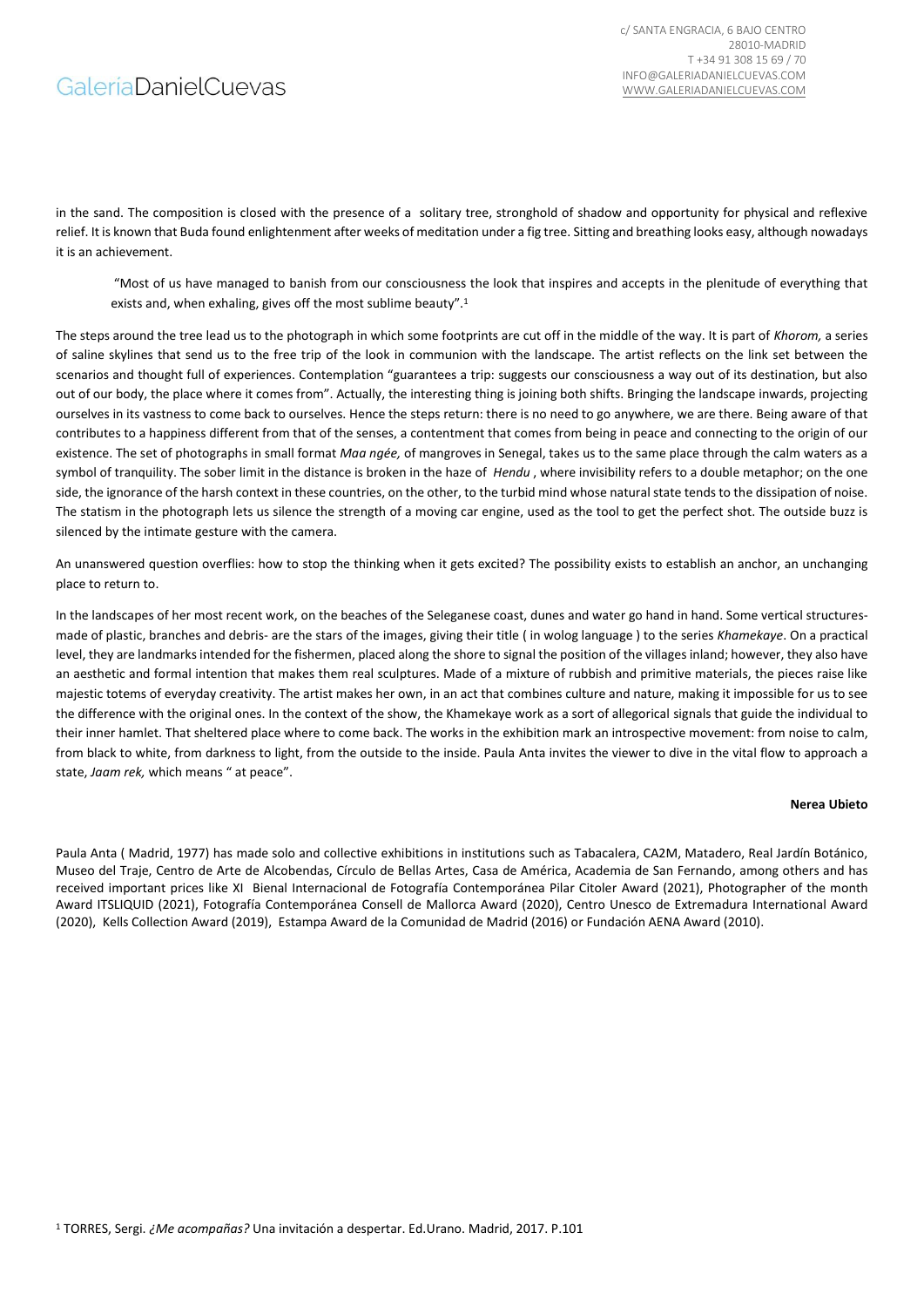in the sand. The composition is closed with the presence of a solitary tree, stronghold of shadow and opportunity for physical and reflexive relief. It is known that Buda found enlightenment after weeks of meditation under a fig tree. Sitting and breathing looks easy, although nowadays it is an achievement.

> "Most of us have managed to banish from our consciousness the look that inspires and accepts in the plenitude of everything that exists and, when exhaling, gives off the most sublime beauty".[1]

The steps around the tree lead us to the photograph in which some footprints are cut off in the middle of the way. It is part of *Khorom,* a series of saline skylines that send us to the free trip of the look in communion with the landscape. The artist reflects on the link set between the scenarios and thought full of experiences. Contemplation "guarantees a trip: suggests our consciousness a way out of its destination, but also out of our body, the place where it comes from". Actually, the interesting thing is joining both shifts. Bringing the landscape inwards, projecting ourselves in its vastness to come back to ourselves. Hence the steps return: there is no need to go anywhere, we are there. Being aware of that contributes to a happiness different from that of the senses, a contentment that comes from being in peace and connecting to the origin of our existence. The set of photographs in small format *Maa ngée,* of mangroves in Senegal, takes us to the same place through the calm waters as a symbol of tranquility. The sober limit in the distance is broken in the haze of *Hendu* , where invisibility refers to a double metaphor; on the one side, the ignorance of the harsh context in these countries, on the other, to the turbid mind whose natural state tends to the dissipation of noise. The statism in the photograph lets us silence the strength of a moving car engine, used as the tool to get the perfect shot. The outside buzz is silenced by the intimate gesture with the camera.

An unanswered question overflies: how to stop the thinking when it gets excited? The possibility exists to establish an anchor, an unchanging place to return to.

In the landscapes of her most recent work, on the beaches of the Seleganese coast, dunes and water go hand in hand. Some vertical structures- made of plastic, branches and debris- are the stars of the images, giving their title ( in wolog language ) to the series *Khamekaye*. On a practical level, they are landmarks intended for the fishermen, placed along the shore to signal the position of the villages inland; however, they also have an aesthetic and formal intention that makes them real sculptures. Made of a mixture of rubbish and primitive materials, the pieces raise like majestic totems of everyday creativity. The artist makes her own, in an act that combines culture and nature, making it impossible for us to see the difference with the original ones. In the context of the show, the Khamekaye work as a sort of allegorical signals that guide the individual to their inner hamlet. That sheltered place where to come back. The works in the exhibition mark an introspective movement: from noise to calm, from black to white, from darkness to light, from the outside to the inside. Paula Anta invites the viewer to dive in the vital flow to approach a state, *Jaam rek,* which means " at peace".

**Nerea Ubieto**

Paula Anta ( Madrid, 1977) has made solo and collective exhibitions in institutions such as Tabacalera, CA2M, Matadero, Real Jardín Botánico, Museo del Traje, Centro de Arte de Alcobendas, Círculo de Bellas Artes, Casa de América, Academia de San Fernando, among others and has received important prices like XI Bienal Internacional de Fotografía Contemporánea Pilar Citoler Award (2021), Photographer of the month Award ITSLIQUID (2021), Fotografía Contemporánea Consell de Mallorca Award (2020), Centro Unesco de Extremadura International Award (2020), Kells Collection Award (2019), Estampa Award de la Comunidad de Madrid (2016) or Fundación AENA Award (2010).

[1] TORRES, Sergi. *¿Me acompañas?* Una invitación a despertar. Ed.Urano. Madrid, 2017. P.101